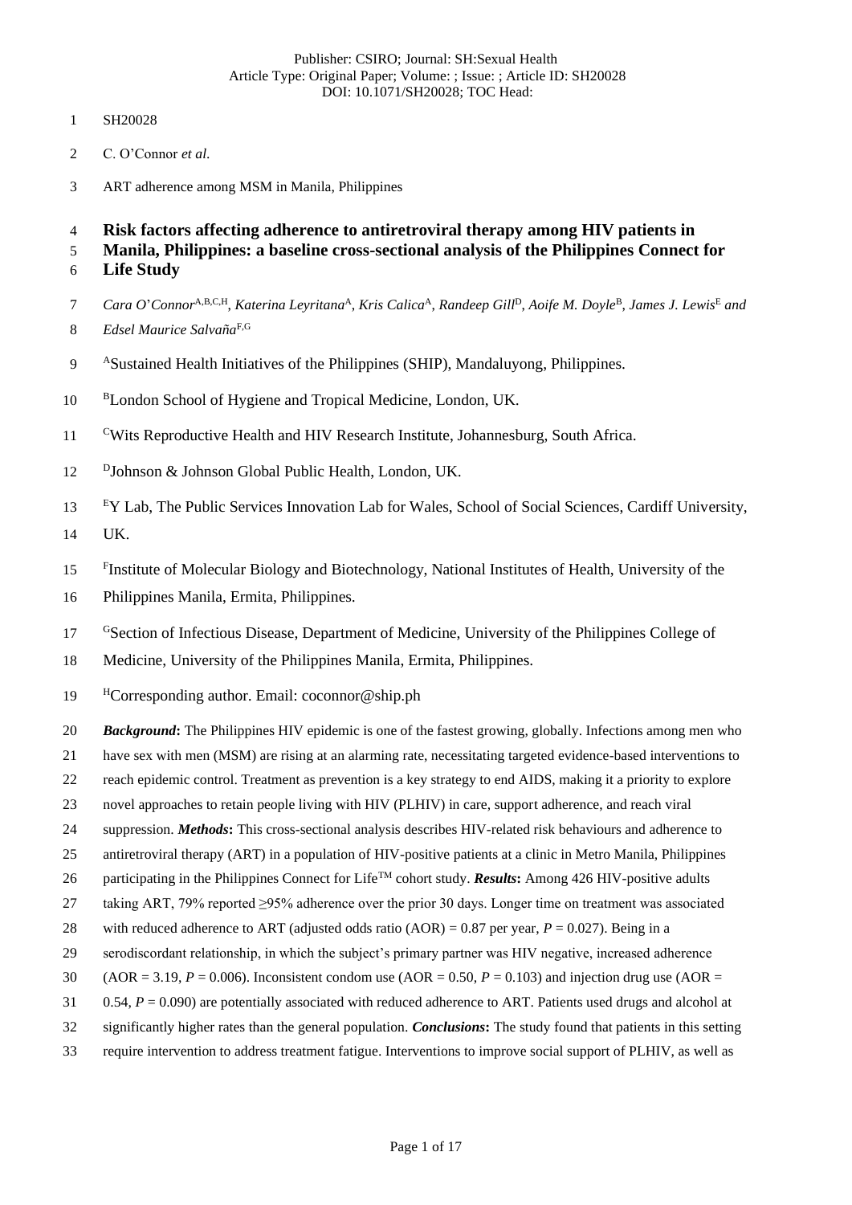SH20028

C. O'Connor *et al.*

ART adherence among MSM in Manila, Philippines

# Risk factors affecting adherence to antiretroviral therapy among HIV patients in Manila, Philippines: a baseline cross-sectional analysis of the Philippines Connect for Life Study

*Cara O'Connor*[A,B,C,H], *Katerina Leyritana*[A], *Kris Calica*[A], *Randeep Gill*[D], *Aoife M. Doyle*[B], *James J. Lewis*[E] *and Edsel Maurice Salvaña*[F,G]

[A]Sustained Health Initiatives of the Philippines (SHIP), Mandaluyong, Philippines.

[B]London School of Hygiene and Tropical Medicine, London, UK.

[C]Wits Reproductive Health and HIV Research Institute, Johannesburg, South Africa.

[D]Johnson & Johnson Global Public Health, London, UK.

[E]Y Lab, The Public Services Innovation Lab for Wales, School of Social Sciences, Cardiff University, UK.

[F]Institute of Molecular Biology and Biotechnology, National Institutes of Health, University of the Philippines Manila, Ermita, Philippines.

[G]Section of Infectious Disease, Department of Medicine, University of the Philippines College of Medicine, University of the Philippines Manila, Ermita, Philippines.

[H]Corresponding author. Email: coconnor@ship.ph

***Background*:** The Philippines HIV epidemic is one of the fastest growing, globally. Infections among men who have sex with men (MSM) are rising at an alarming rate, necessitating targeted evidence-based interventions to reach epidemic control. Treatment as prevention is a key strategy to end AIDS, making it a priority to explore novel approaches to retain people living with HIV (PLHIV) in care, support adherence, and reach viral suppression. ***Methods*:** This cross-sectional analysis describes HIV-related risk behaviours and adherence to antiretroviral therapy (ART) in a population of HIV-positive patients at a clinic in Metro Manila, Philippines participating in the Philippines Connect for Life™ cohort study. ***Results*:** Among 426 HIV-positive adults taking ART, 79% reported ≥95% adherence over the prior 30 days. Longer time on treatment was associated with reduced adherence to ART (adjusted odds ratio (AOR) = 0.87 per year, $P = 0.027$). Being in a serodiscordant relationship, in which the subject's primary partner was HIV negative, increased adherence (AOR = 3.19, $P = 0.006$). Inconsistent condom use (AOR = 0.50, $P = 0.103$) and injection drug use (AOR = 0.54, $P = 0.090$) are potentially associated with reduced adherence to ART. Patients used drugs and alcohol at significantly higher rates than the general population. ***Conclusions*:** The study found that patients in this setting require intervention to address treatment fatigue. Interventions to improve social support of PLHIV, as well as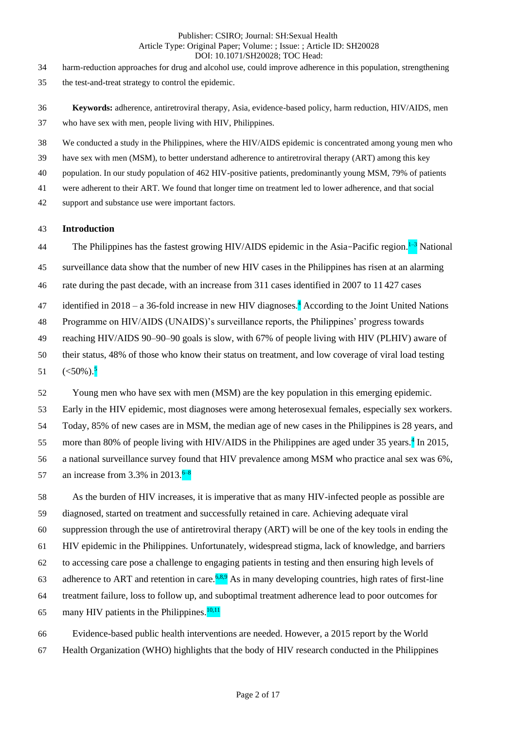harm-reduction approaches for drug and alcohol use, could improve adherence in this population, strengthening the test-and-treat strategy to control the epidemic.

**Keywords:** adherence, antiretroviral therapy, Asia, evidence-based policy, harm reduction, HIV/AIDS, men who have sex with men, people living with HIV, Philippines.

We conducted a study in the Philippines, where the HIV/AIDS epidemic is concentrated among young men who have sex with men (MSM), to better understand adherence to antiretroviral therapy (ART) among this key population. In our study population of 462 HIV-positive patients, predominantly young MSM, 79% of patients were adherent to their ART. We found that longer time on treatment led to lower adherence, and that social support and substance use were important factors.

## Introduction

The Philippines has the fastest growing HIV/AIDS epidemic in the Asia–Pacific region.[1–3] National surveillance data show that the number of new HIV cases in the Philippines has risen at an alarming rate during the past decade, with an increase from 311 cases identified in 2007 to 11 427 cases identified in 2018 – a 36-fold increase in new HIV diagnoses.[4] According to the Joint United Nations Programme on HIV/AIDS (UNAIDS)'s surveillance reports, the Philippines' progress towards reaching HIV/AIDS 90–90–90 goals is slow, with 67% of people living with HIV (PLHIV) aware of their status, 48% of those who know their status on treatment, and low coverage of viral load testing (<50%).[5]

Young men who have sex with men (MSM) are the key population in this emerging epidemic. Early in the HIV epidemic, most diagnoses were among heterosexual females, especially sex workers. Today, 85% of new cases are in MSM, the median age of new cases in the Philippines is 28 years, and more than 80% of people living with HIV/AIDS in the Philippines are aged under 35 years.[4] In 2015, a national surveillance survey found that HIV prevalence among MSM who practice anal sex was 6%, an increase from 3.3% in 2013.[6–8]

As the burden of HIV increases, it is imperative that as many HIV-infected people as possible are diagnosed, started on treatment and successfully retained in care. Achieving adequate viral suppression through the use of antiretroviral therapy (ART) will be one of the key tools in ending the HIV epidemic in the Philippines. Unfortunately, widespread stigma, lack of knowledge, and barriers to accessing care pose a challenge to engaging patients in testing and then ensuring high levels of adherence to ART and retention in care.[6,8,9] As in many developing countries, high rates of first-line treatment failure, loss to follow up, and suboptimal treatment adherence lead to poor outcomes for many HIV patients in the Philippines.[10,11]

Evidence-based public health interventions are needed. However, a 2015 report by the World Health Organization (WHO) highlights that the body of HIV research conducted in the Philippines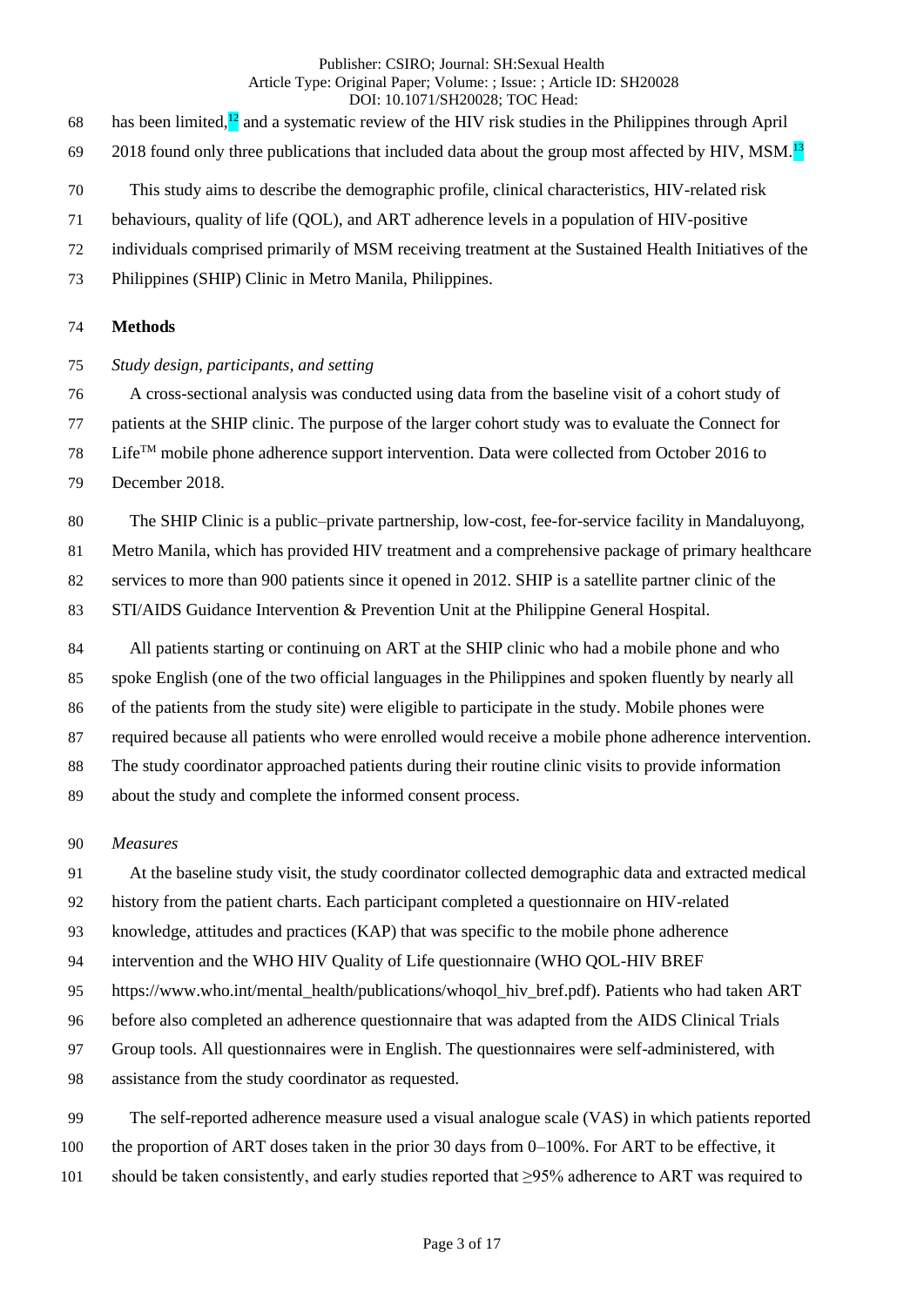has been limited,[12] and a systematic review of the HIV risk studies in the Philippines through April 2018 found only three publications that included data about the group most affected by HIV, MSM.[13]

This study aims to describe the demographic profile, clinical characteristics, HIV-related risk behaviours, quality of life (QOL), and ART adherence levels in a population of HIV-positive individuals comprised primarily of MSM receiving treatment at the Sustained Health Initiatives of the Philippines (SHIP) Clinic in Metro Manila, Philippines.

## Methods

### *Study design, participants, and setting*

A cross-sectional analysis was conducted using data from the baseline visit of a cohort study of patients at the SHIP clinic. The purpose of the larger cohort study was to evaluate the Connect for Life™ mobile phone adherence support intervention. Data were collected from October 2016 to December 2018.

The SHIP Clinic is a public–private partnership, low-cost, fee-for-service facility in Mandaluyong, Metro Manila, which has provided HIV treatment and a comprehensive package of primary healthcare services to more than 900 patients since it opened in 2012. SHIP is a satellite partner clinic of the STI/AIDS Guidance Intervention & Prevention Unit at the Philippine General Hospital.

All patients starting or continuing on ART at the SHIP clinic who had a mobile phone and who spoke English (one of the two official languages in the Philippines and spoken fluently by nearly all of the patients from the study site) were eligible to participate in the study. Mobile phones were required because all patients who were enrolled would receive a mobile phone adherence intervention. The study coordinator approached patients during their routine clinic visits to provide information about the study and complete the informed consent process.

### *Measures*

At the baseline study visit, the study coordinator collected demographic data and extracted medical history from the patient charts. Each participant completed a questionnaire on HIV-related knowledge, attitudes and practices (KAP) that was specific to the mobile phone adherence intervention and the WHO HIV Quality of Life questionnaire (WHO QOL-HIV BREF https://www.who.int/mental_health/publications/whoqol_hiv_bref.pdf). Patients who had taken ART before also completed an adherence questionnaire that was adapted from the AIDS Clinical Trials Group tools. All questionnaires were in English. The questionnaires were self-administered, with assistance from the study coordinator as requested.

The self-reported adherence measure used a visual analogue scale (VAS) in which patients reported the proportion of ART doses taken in the prior 30 days from 0–100%. For ART to be effective, it should be taken consistently, and early studies reported that ≥95% adherence to ART was required to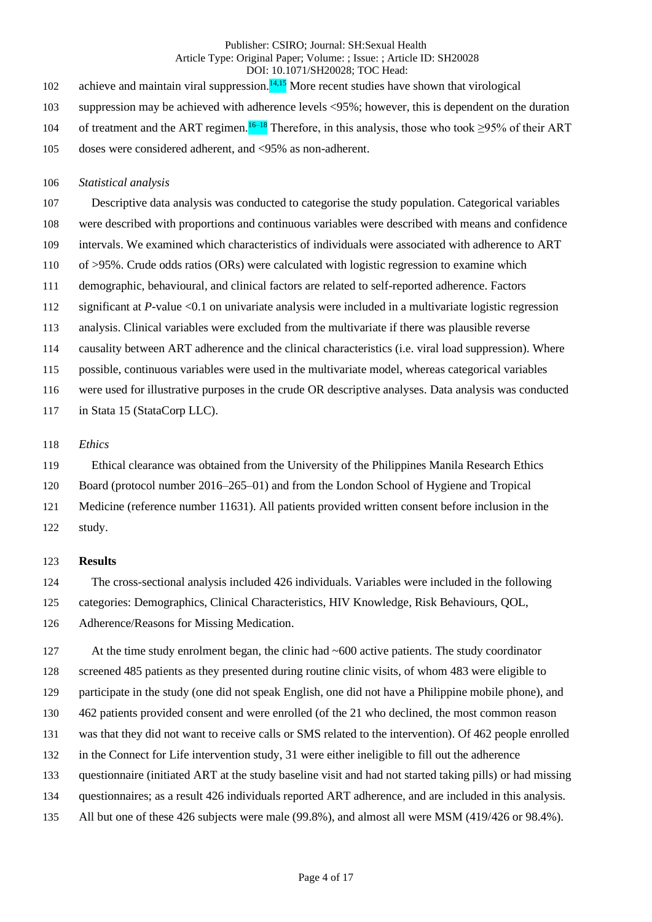achieve and maintain viral suppression.[14,15] More recent studies have shown that virological suppression may be achieved with adherence levels <95%; however, this is dependent on the duration of treatment and the ART regimen.[16–18] Therefore, in this analysis, those who took ≥95% of their ART doses were considered adherent, and <95% as non-adherent.

*Statistical analysis*

Descriptive data analysis was conducted to categorise the study population. Categorical variables were described with proportions and continuous variables were described with means and confidence intervals. We examined which characteristics of individuals were associated with adherence to ART of >95%. Crude odds ratios (ORs) were calculated with logistic regression to examine which demographic, behavioural, and clinical factors are related to self-reported adherence. Factors significant at *P*-value <0.1 on univariate analysis were included in a multivariate logistic regression analysis. Clinical variables were excluded from the multivariate if there was plausible reverse causality between ART adherence and the clinical characteristics (i.e. viral load suppression). Where possible, continuous variables were used in the multivariate model, whereas categorical variables were used for illustrative purposes in the crude OR descriptive analyses. Data analysis was conducted in Stata 15 (StataCorp LLC).

*Ethics*

Ethical clearance was obtained from the University of the Philippines Manila Research Ethics Board (protocol number 2016–265–01) and from the London School of Hygiene and Tropical Medicine (reference number 11631). All patients provided written consent before inclusion in the study.

**Results**

The cross-sectional analysis included 426 individuals. Variables were included in the following categories: Demographics, Clinical Characteristics, HIV Knowledge, Risk Behaviours, QOL, Adherence/Reasons for Missing Medication.

At the time study enrolment began, the clinic had ~600 active patients. The study coordinator screened 485 patients as they presented during routine clinic visits, of whom 483 were eligible to participate in the study (one did not speak English, one did not have a Philippine mobile phone), and 462 patients provided consent and were enrolled (of the 21 who declined, the most common reason was that they did not want to receive calls or SMS related to the intervention). Of 462 people enrolled in the Connect for Life intervention study, 31 were either ineligible to fill out the adherence questionnaire (initiated ART at the study baseline visit and had not started taking pills) or had missing questionnaires; as a result 426 individuals reported ART adherence, and are included in this analysis. All but one of these 426 subjects were male (99.8%), and almost all were MSM (419/426 or 98.4%).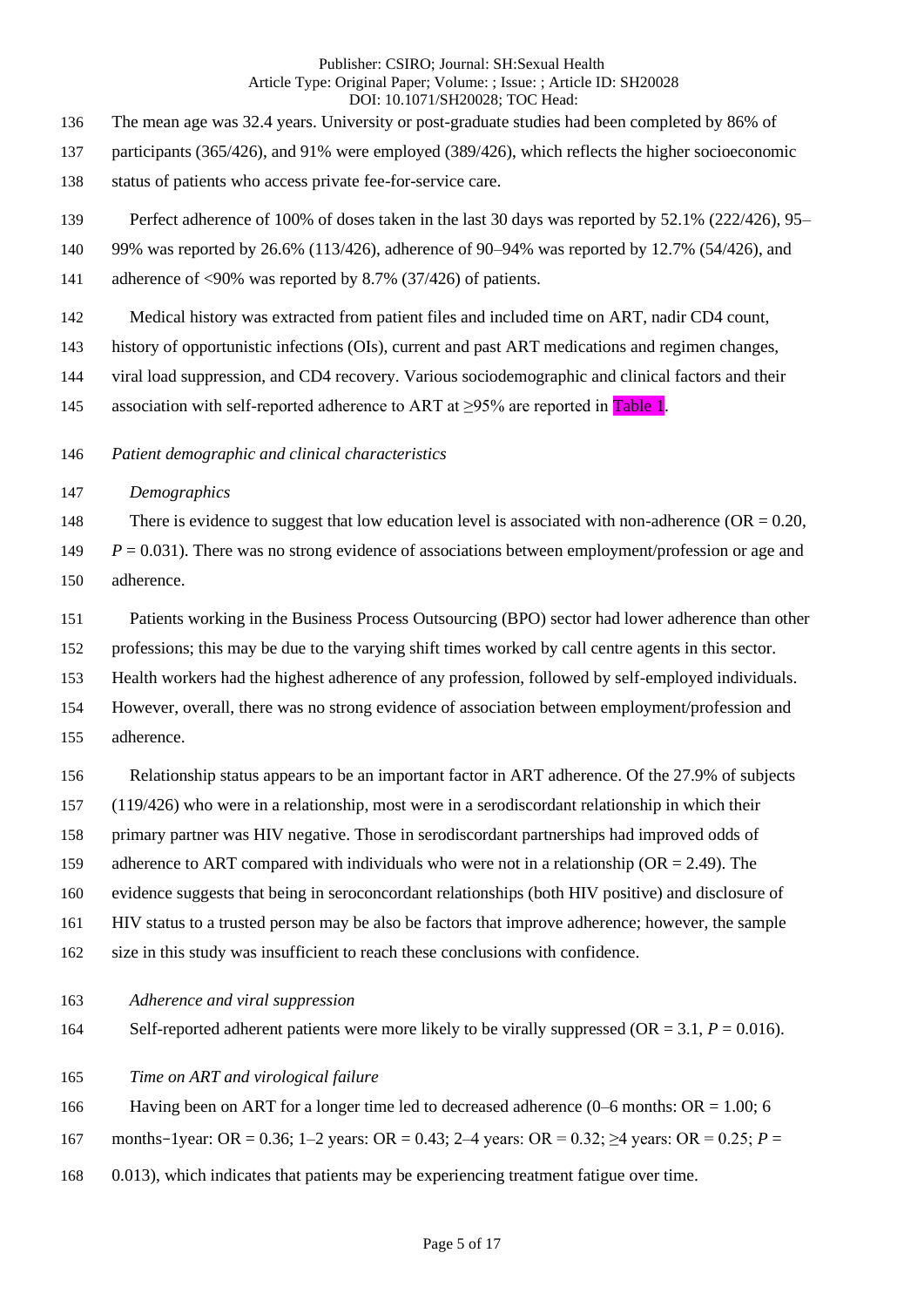The mean age was 32.4 years. University or post-graduate studies had been completed by 86% of participants (365/426), and 91% were employed (389/426), which reflects the higher socioeconomic status of patients who access private fee-for-service care.

Perfect adherence of 100% of doses taken in the last 30 days was reported by 52.1% (222/426), 95–99% was reported by 26.6% (113/426), adherence of 90–94% was reported by 12.7% (54/426), and adherence of <90% was reported by 8.7% (37/426) of patients.

Medical history was extracted from patient files and included time on ART, nadir CD4 count, history of opportunistic infections (OIs), current and past ART medications and regimen changes, viral load suppression, and CD4 recovery. Various sociodemographic and clinical factors and their association with self-reported adherence to ART at ≥95% are reported in Table 1.

*Patient demographic and clinical characteristics*

*Demographics*

There is evidence to suggest that low education level is associated with non-adherence (OR = 0.20, $P = 0.031$). There was no strong evidence of associations between employment/profession or age and adherence.

Patients working in the Business Process Outsourcing (BPO) sector had lower adherence than other professions; this may be due to the varying shift times worked by call centre agents in this sector. Health workers had the highest adherence of any profession, followed by self-employed individuals. However, overall, there was no strong evidence of association between employment/profession and adherence.

Relationship status appears to be an important factor in ART adherence. Of the 27.9% of subjects (119/426) who were in a relationship, most were in a serodiscordant relationship in which their primary partner was HIV negative. Those in serodiscordant partnerships had improved odds of adherence to ART compared with individuals who were not in a relationship (OR = 2.49). The evidence suggests that being in seroconcordant relationships (both HIV positive) and disclosure of HIV status to a trusted person may be also be factors that improve adherence; however, the sample size in this study was insufficient to reach these conclusions with confidence.

*Adherence and viral suppression*

Self-reported adherent patients were more likely to be virally suppressed (OR = 3.1, $P = 0.016$).

*Time on ART and virological failure*

Having been on ART for a longer time led to decreased adherence (0–6 months: OR = 1.00; 6 months−1year: OR = 0.36; 1–2 years: OR = 0.43; 2–4 years: OR = 0.32; ≥4 years: OR = 0.25; $P = 0.013$), which indicates that patients may be experiencing treatment fatigue over time.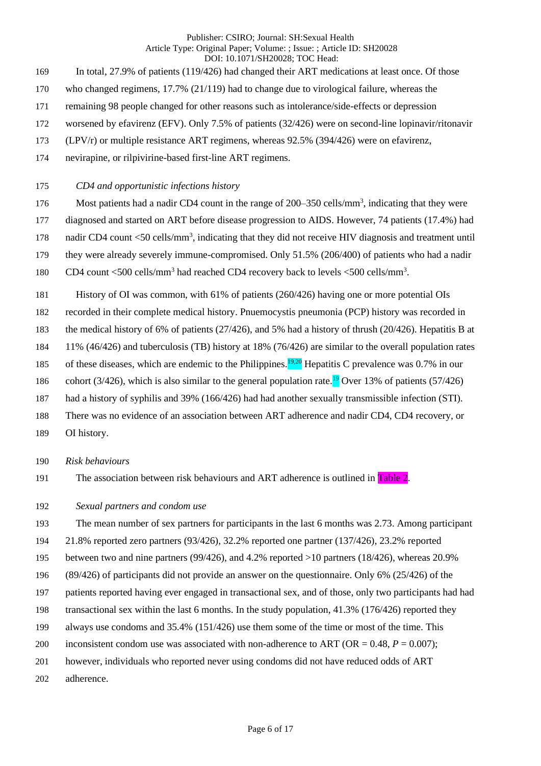In total, 27.9% of patients (119/426) had changed their ART medications at least once. Of those who changed regimens, 17.7% (21/119) had to change due to virological failure, whereas the remaining 98 people changed for other reasons such as intolerance/side-effects or depression worsened by efavirenz (EFV). Only 7.5% of patients (32/426) were on second-line lopinavir/ritonavir (LPV/r) or multiple resistance ART regimens, whereas 92.5% (394/426) were on efavirenz, nevirapine, or rilpivirine-based first-line ART regimens.

*CD4 and opportunistic infections history*

Most patients had a nadir CD4 count in the range of 200–350 cells/mm$^3$, indicating that they were diagnosed and started on ART before disease progression to AIDS. However, 74 patients (17.4%) had nadir CD4 count <50 cells/mm$^3$, indicating that they did not receive HIV diagnosis and treatment until they were already severely immune-compromised. Only 51.5% (206/400) of patients who had a nadir CD4 count <500 cells/mm$^3$ had reached CD4 recovery back to levels <500 cells/mm$^3$.

History of OI was common, with 61% of patients (260/426) having one or more potential OIs recorded in their complete medical history. Pnuemocystis pneumonia (PCP) history was recorded in the medical history of 6% of patients (27/426), and 5% had a history of thrush (20/426). Hepatitis B at 11% (46/426) and tuberculosis (TB) history at 18% (76/426) are similar to the overall population rates of these diseases, which are endemic to the Philippines.[19,20] Hepatitis C prevalence was 0.7% in our cohort (3/426), which is also similar to the general population rate.[19] Over 13% of patients (57/426) had a history of syphilis and 39% (166/426) had had another sexually transmissible infection (STI). There was no evidence of an association between ART adherence and nadir CD4, CD4 recovery, or OI history.

*Risk behaviours*

The association between risk behaviours and ART adherence is outlined in Table 2.

*Sexual partners and condom use*

The mean number of sex partners for participants in the last 6 months was 2.73. Among participant 21.8% reported zero partners (93/426), 32.2% reported one partner (137/426), 23.2% reported between two and nine partners (99/426), and 4.2% reported >10 partners (18/426), whereas 20.9% (89/426) of participants did not provide an answer on the questionnaire. Only 6% (25/426) of the patients reported having ever engaged in transactional sex, and of those, only two participants had had transactional sex within the last 6 months. In the study population, 41.3% (176/426) reported they always use condoms and 35.4% (151/426) use them some of the time or most of the time. This inconsistent condom use was associated with non-adherence to ART (OR = 0.48, $P = 0.007$); however, individuals who reported never using condoms did not have reduced odds of ART adherence.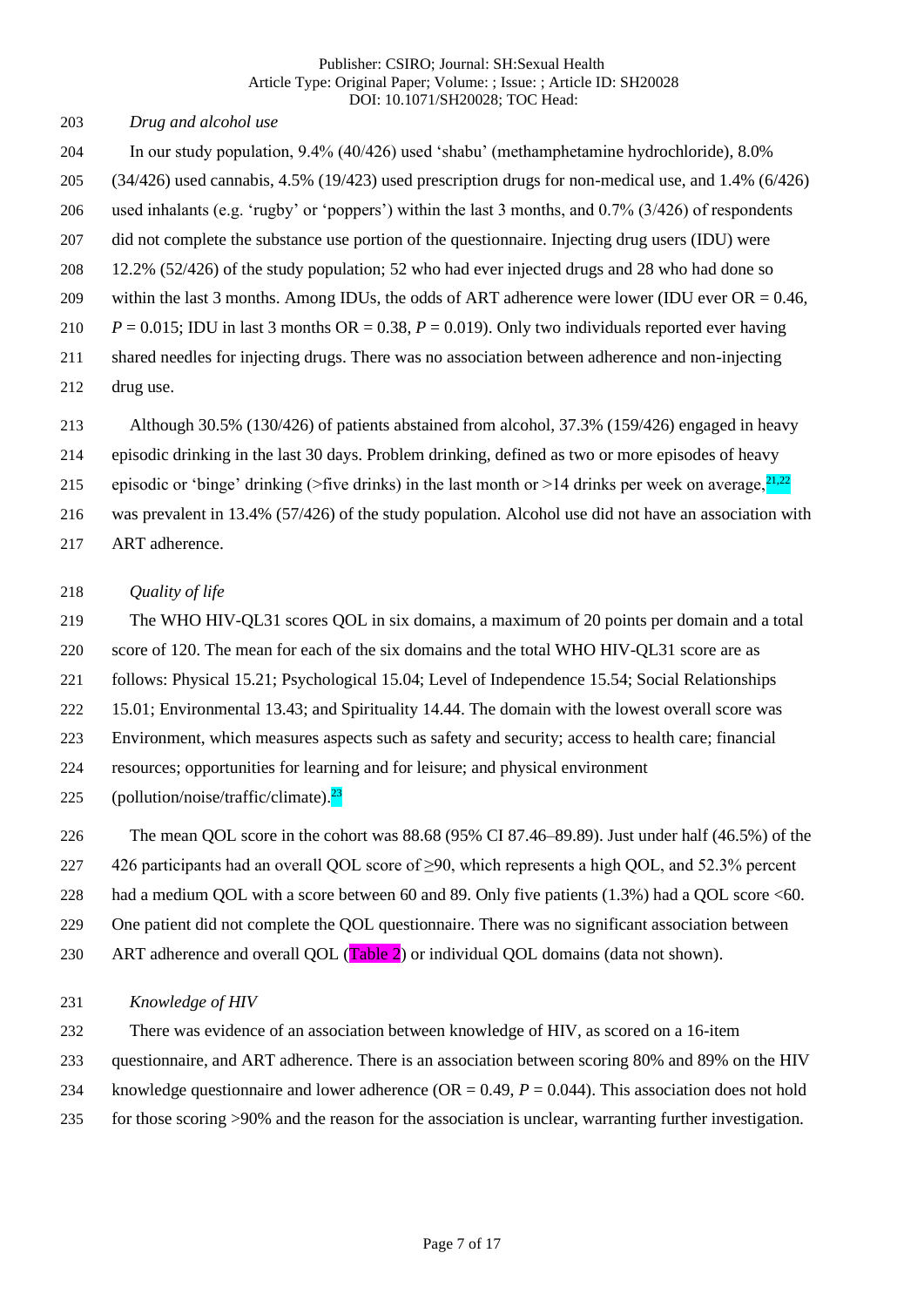*Drug and alcohol use*

In our study population, 9.4% (40/426) used ‘shabu’ (methamphetamine hydrochloride), 8.0% (34/426) used cannabis, 4.5% (19/423) used prescription drugs for non-medical use, and 1.4% (6/426) used inhalants (e.g. ‘rugby’ or ‘poppers’) within the last 3 months, and 0.7% (3/426) of respondents did not complete the substance use portion of the questionnaire. Injecting drug users (IDU) were 12.2% (52/426) of the study population; 52 who had ever injected drugs and 28 who had done so within the last 3 months. Among IDUs, the odds of ART adherence were lower (IDU ever OR = 0.46, $P = 0.015$; IDU in last 3 months OR = 0.38, $P = 0.019$). Only two individuals reported ever having shared needles for injecting drugs. There was no association between adherence and non-injecting drug use.

Although 30.5% (130/426) of patients abstained from alcohol, 37.3% (159/426) engaged in heavy episodic drinking in the last 30 days. Problem drinking, defined as two or more episodes of heavy episodic or ‘binge’ drinking (>five drinks) in the last month or >14 drinks per week on average,[21,22] was prevalent in 13.4% (57/426) of the study population. Alcohol use did not have an association with ART adherence.

*Quality of life*

The WHO HIV-QL31 scores QOL in six domains, a maximum of 20 points per domain and a total score of 120. The mean for each of the six domains and the total WHO HIV-QL31 score are as follows: Physical 15.21; Psychological 15.04; Level of Independence 15.54; Social Relationships 15.01; Environmental 13.43; and Spirituality 14.44. The domain with the lowest overall score was Environment, which measures aspects such as safety and security; access to health care; financial resources; opportunities for learning and for leisure; and physical environment (pollution/noise/traffic/climate).[23]

The mean QOL score in the cohort was 88.68 (95% CI 87.46–89.89). Just under half (46.5%) of the 426 participants had an overall QOL score of ≥90, which represents a high QOL, and 52.3% percent had a medium QOL with a score between 60 and 89. Only five patients (1.3%) had a QOL score <60. One patient did not complete the QOL questionnaire. There was no significant association between ART adherence and overall QOL (Table 2) or individual QOL domains (data not shown).

*Knowledge of HIV*

There was evidence of an association between knowledge of HIV, as scored on a 16-item questionnaire, and ART adherence. There is an association between scoring 80% and 89% on the HIV knowledge questionnaire and lower adherence (OR = 0.49, $P = 0.044$). This association does not hold for those scoring >90% and the reason for the association is unclear, warranting further investigation.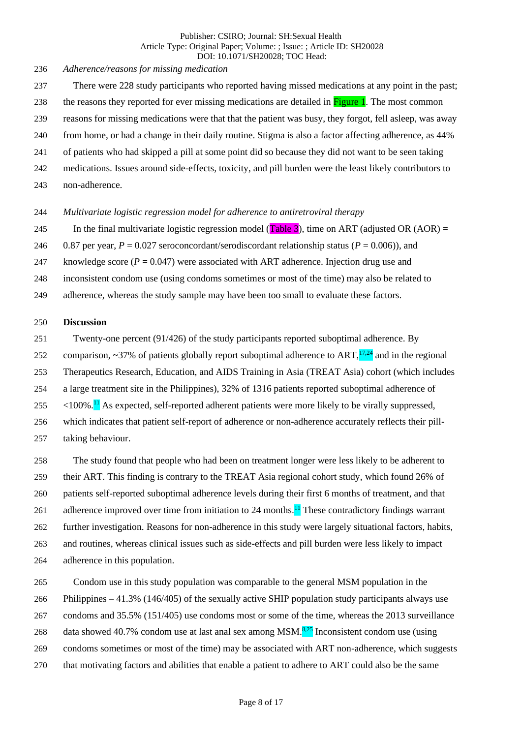*Adherence/reasons for missing medication*

There were 228 study participants who reported having missed medications at any point in the past; the reasons they reported for ever missing medications are detailed in Figure 1. The most common reasons for missing medications were that that the patient was busy, they forgot, fell asleep, was away from home, or had a change in their daily routine. Stigma is also a factor affecting adherence, as 44% of patients who had skipped a pill at some point did so because they did not want to be seen taking medications. Issues around side-effects, toxicity, and pill burden were the least likely contributors to non-adherence.

*Multivariate logistic regression model for adherence to antiretroviral therapy*

In the final multivariate logistic regression model (Table 3), time on ART (adjusted OR (AOR) = 0.87 per year, $P = 0.027$ seroconcordant/serodiscordant relationship status ($P = 0.006$)), and knowledge score ($P = 0.047$) were associated with ART adherence. Injection drug use and inconsistent condom use (using condoms sometimes or most of the time) may also be related to adherence, whereas the study sample may have been too small to evaluate these factors.

**Discussion**

Twenty-one percent (91/426) of the study participants reported suboptimal adherence. By comparison, ~37% of patients globally report suboptimal adherence to ART,[17,24] and in the regional Therapeutics Research, Education, and AIDS Training in Asia (TREAT Asia) cohort (which includes a large treatment site in the Philippines), 32% of 1316 patients reported suboptimal adherence of <100%.[11] As expected, self-reported adherent patients were more likely to be virally suppressed, which indicates that patient self-report of adherence or non-adherence accurately reflects their pill-taking behaviour.

The study found that people who had been on treatment longer were less likely to be adherent to their ART. This finding is contrary to the TREAT Asia regional cohort study, which found 26% of patients self-reported suboptimal adherence levels during their first 6 months of treatment, and that adherence improved over time from initiation to 24 months.[11] These contradictory findings warrant further investigation. Reasons for non-adherence in this study were largely situational factors, habits, and routines, whereas clinical issues such as side-effects and pill burden were less likely to impact adherence in this population.

Condom use in this study population was comparable to the general MSM population in the Philippines – 41.3% (146/405) of the sexually active SHIP population study participants always use condoms and 35.5% (151/405) use condoms most or some of the time, whereas the 2013 surveillance data showed 40.7% condom use at last anal sex among MSM.[8,25] Inconsistent condom use (using condoms sometimes or most of the time) may be associated with ART non-adherence, which suggests that motivating factors and abilities that enable a patient to adhere to ART could also be the same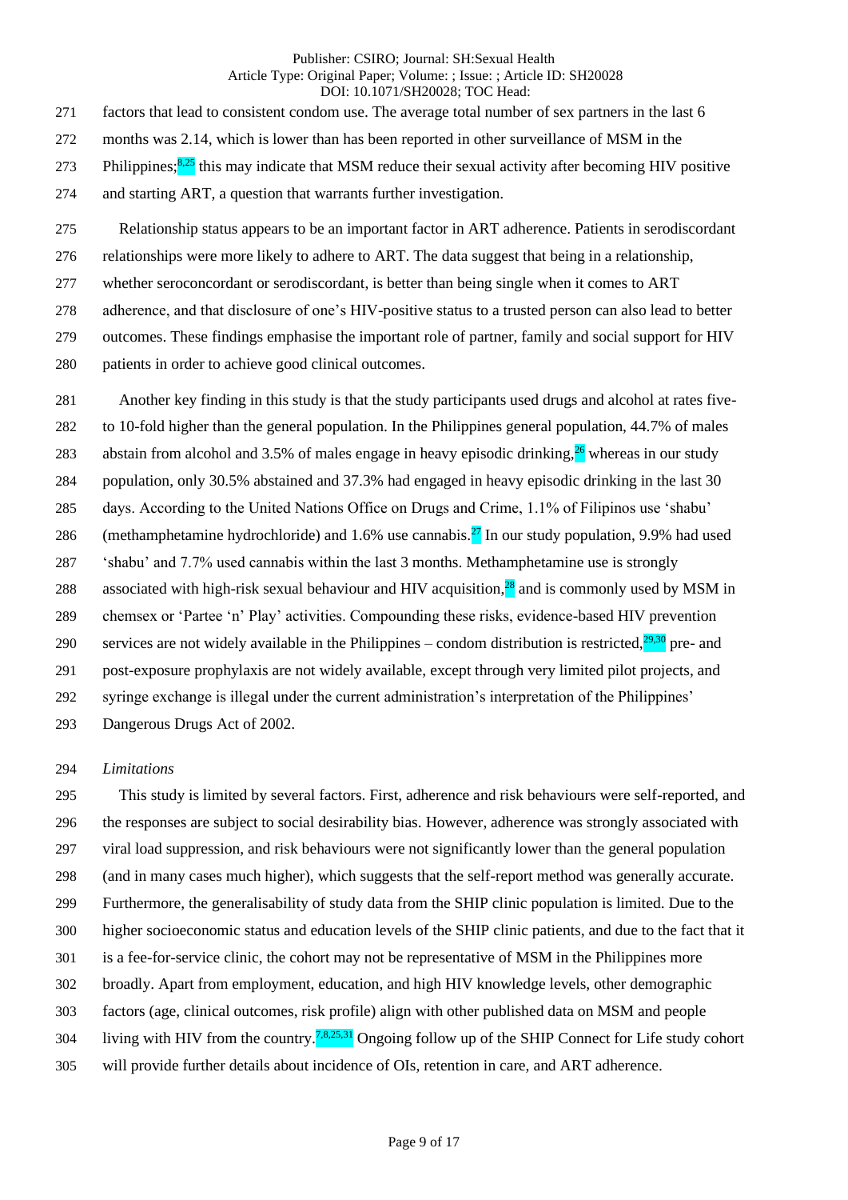factors that lead to consistent condom use. The average total number of sex partners in the last 6 months was 2.14, which is lower than has been reported in other surveillance of MSM in the Philippines;[8,25] this may indicate that MSM reduce their sexual activity after becoming HIV positive and starting ART, a question that warrants further investigation.

Relationship status appears to be an important factor in ART adherence. Patients in serodiscordant relationships were more likely to adhere to ART. The data suggest that being in a relationship, whether seroconcordant or serodiscordant, is better than being single when it comes to ART adherence, and that disclosure of one's HIV-positive status to a trusted person can also lead to better outcomes. These findings emphasise the important role of partner, family and social support for HIV patients in order to achieve good clinical outcomes.

Another key finding in this study is that the study participants used drugs and alcohol at rates five- to 10-fold higher than the general population. In the Philippines general population, 44.7% of males abstain from alcohol and 3.5% of males engage in heavy episodic drinking,[26] whereas in our study population, only 30.5% abstained and 37.3% had engaged in heavy episodic drinking in the last 30 days. According to the United Nations Office on Drugs and Crime, 1.1% of Filipinos use 'shabu' (methamphetamine hydrochloride) and 1.6% use cannabis.[27] In our study population, 9.9% had used 'shabu' and 7.7% used cannabis within the last 3 months. Methamphetamine use is strongly associated with high-risk sexual behaviour and HIV acquisition,[28] and is commonly used by MSM in chemsex or 'Partee 'n' Play' activities. Compounding these risks, evidence-based HIV prevention services are not widely available in the Philippines – condom distribution is restricted,[29,30] pre- and post-exposure prophylaxis are not widely available, except through very limited pilot projects, and syringe exchange is illegal under the current administration's interpretation of the Philippines' Dangerous Drugs Act of 2002.

*Limitations*

This study is limited by several factors. First, adherence and risk behaviours were self-reported, and the responses are subject to social desirability bias. However, adherence was strongly associated with viral load suppression, and risk behaviours were not significantly lower than the general population (and in many cases much higher), which suggests that the self-report method was generally accurate. Furthermore, the generalisability of study data from the SHIP clinic population is limited. Due to the higher socioeconomic status and education levels of the SHIP clinic patients, and due to the fact that it is a fee-for-service clinic, the cohort may not be representative of MSM in the Philippines more broadly. Apart from employment, education, and high HIV knowledge levels, other demographic factors (age, clinical outcomes, risk profile) align with other published data on MSM and people living with HIV from the country.[7,8,25,31] Ongoing follow up of the SHIP Connect for Life study cohort will provide further details about incidence of OIs, retention in care, and ART adherence.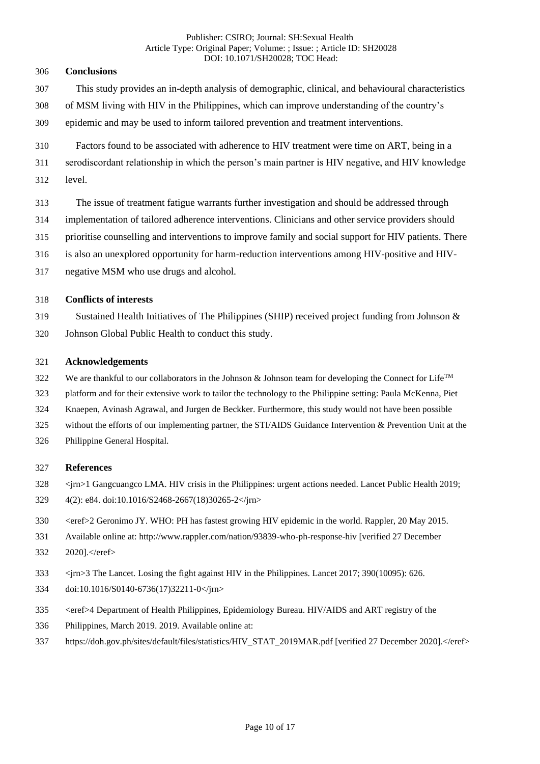## Conclusions

This study provides an in-depth analysis of demographic, clinical, and behavioural characteristics of MSM living with HIV in the Philippines, which can improve understanding of the country's epidemic and may be used to inform tailored prevention and treatment interventions.

Factors found to be associated with adherence to HIV treatment were time on ART, being in a serodiscordant relationship in which the person's main partner is HIV negative, and HIV knowledge level.

The issue of treatment fatigue warrants further investigation and should be addressed through implementation of tailored adherence interventions. Clinicians and other service providers should prioritise counselling and interventions to improve family and social support for HIV patients. There is also an unexplored opportunity for harm-reduction interventions among HIV-positive and HIV-negative MSM who use drugs and alcohol.

## Conflicts of interests

Sustained Health Initiatives of The Philippines (SHIP) received project funding from Johnson & Johnson Global Public Health to conduct this study.

## Acknowledgements

We are thankful to our collaborators in the Johnson & Johnson team for developing the Connect for Life™ platform and for their extensive work to tailor the technology to the Philippine setting: Paula McKenna, Piet Knaepen, Avinash Agrawal, and Jurgen de Beckker. Furthermore, this study would not have been possible without the efforts of our implementing partner, the STI/AIDS Guidance Intervention & Prevention Unit at the Philippine General Hospital.

## References

<jrn>1 Gangcuangco LMA. HIV crisis in the Philippines: urgent actions needed. Lancet Public Health 2019; 4(2): e84. doi:10.1016/S2468-2667(18)30265-2</jrn>

<eref>2 Geronimo JY. WHO: PH has fastest growing HIV epidemic in the world. Rappler, 20 May 2015. Available online at: http://www.rappler.com/nation/93839-who-ph-response-hiv [verified 27 December 2020].</eref>

<jrn>3 The Lancet. Losing the fight against HIV in the Philippines. Lancet 2017; 390(10095): 626. doi:10.1016/S0140-6736(17)32211-0</jrn>

<eref>4 Department of Health Philippines, Epidemiology Bureau. HIV/AIDS and ART registry of the Philippines, March 2019. 2019. Available online at: https://doh.gov.ph/sites/default/files/statistics/HIV_STAT_2019MAR.pdf [verified 27 December 2020].</eref>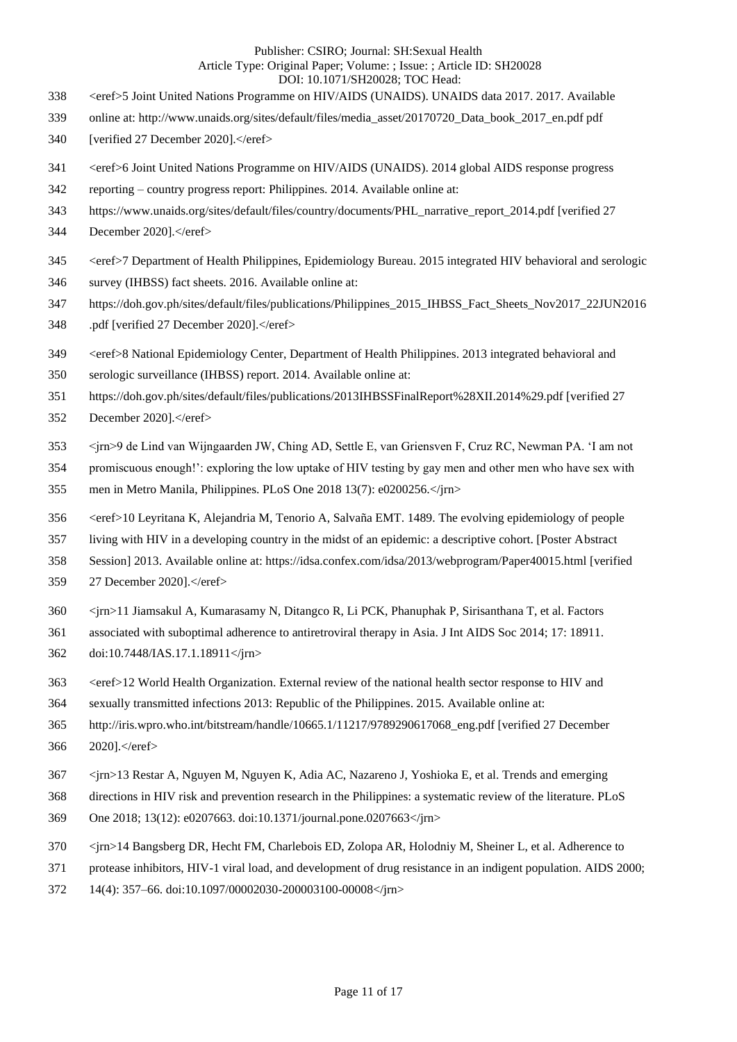<eref>5 Joint United Nations Programme on HIV/AIDS (UNAIDS). UNAIDS data 2017. 2017. Available online at: http://www.unaids.org/sites/default/files/media_asset/20170720_Data_book_2017_en.pdf pdf [verified 27 December 2020].</eref>

<eref>6 Joint United Nations Programme on HIV/AIDS (UNAIDS). 2014 global AIDS response progress reporting – country progress report: Philippines. 2014. Available online at: https://www.unaids.org/sites/default/files/country/documents/PHL_narrative_report_2014.pdf [verified 27 December 2020].</eref>

<eref>7 Department of Health Philippines, Epidemiology Bureau. 2015 integrated HIV behavioral and serologic survey (IHBSS) fact sheets. 2016. Available online at: https://doh.gov.ph/sites/default/files/publications/Philippines_2015_IHBSS_Fact_Sheets_Nov2017_22JUN2016.pdf [verified 27 December 2020].</eref>

<eref>8 National Epidemiology Center, Department of Health Philippines. 2013 integrated behavioral and serologic surveillance (IHBSS) report. 2014. Available online at: https://doh.gov.ph/sites/default/files/publications/2013IHBSSFinalReport%28XII.2014%29.pdf [verified 27 December 2020].</eref>

<jrn>9 de Lind van Wijngaarden JW, Ching AD, Settle E, van Griensven F, Cruz RC, Newman PA. 'I am not promiscuous enough!': exploring the low uptake of HIV testing by gay men and other men who have sex with men in Metro Manila, Philippines. PLoS One 2018 13(7): e0200256.</jrn>

<eref>10 Leyritana K, Alejandria M, Tenorio A, Salvaña EMT. 1489. The evolving epidemiology of people living with HIV in a developing country in the midst of an epidemic: a descriptive cohort. [Poster Abstract Session] 2013. Available online at: https://idsa.confex.com/idsa/2013/webprogram/Paper40015.html [verified 27 December 2020].</eref>

<jrn>11 Jiamsakul A, Kumarasamy N, Ditangco R, Li PCK, Phanuphak P, Sirisanthana T, et al. Factors associated with suboptimal adherence to antiretroviral therapy in Asia. J Int AIDS Soc 2014; 17: 18911. doi:10.7448/IAS.17.1.18911</jrn>

<eref>12 World Health Organization. External review of the national health sector response to HIV and sexually transmitted infections 2013: Republic of the Philippines. 2015. Available online at: http://iris.wpro.who.int/bitstream/handle/10665.1/11217/9789290617068_eng.pdf [verified 27 December 2020].</eref>

<jrn>13 Restar A, Nguyen M, Nguyen K, Adia AC, Nazareno J, Yoshioka E, et al. Trends and emerging directions in HIV risk and prevention research in the Philippines: a systematic review of the literature. PLoS One 2018; 13(12): e0207663. doi:10.1371/journal.pone.0207663</jrn>

<jrn>14 Bangsberg DR, Hecht FM, Charlebois ED, Zolopa AR, Holodniy M, Sheiner L, et al. Adherence to protease inhibitors, HIV-1 viral load, and development of drug resistance in an indigent population. AIDS 2000; 14(4): 357–66. doi:10.1097/00002030-200003100-00008</jrn>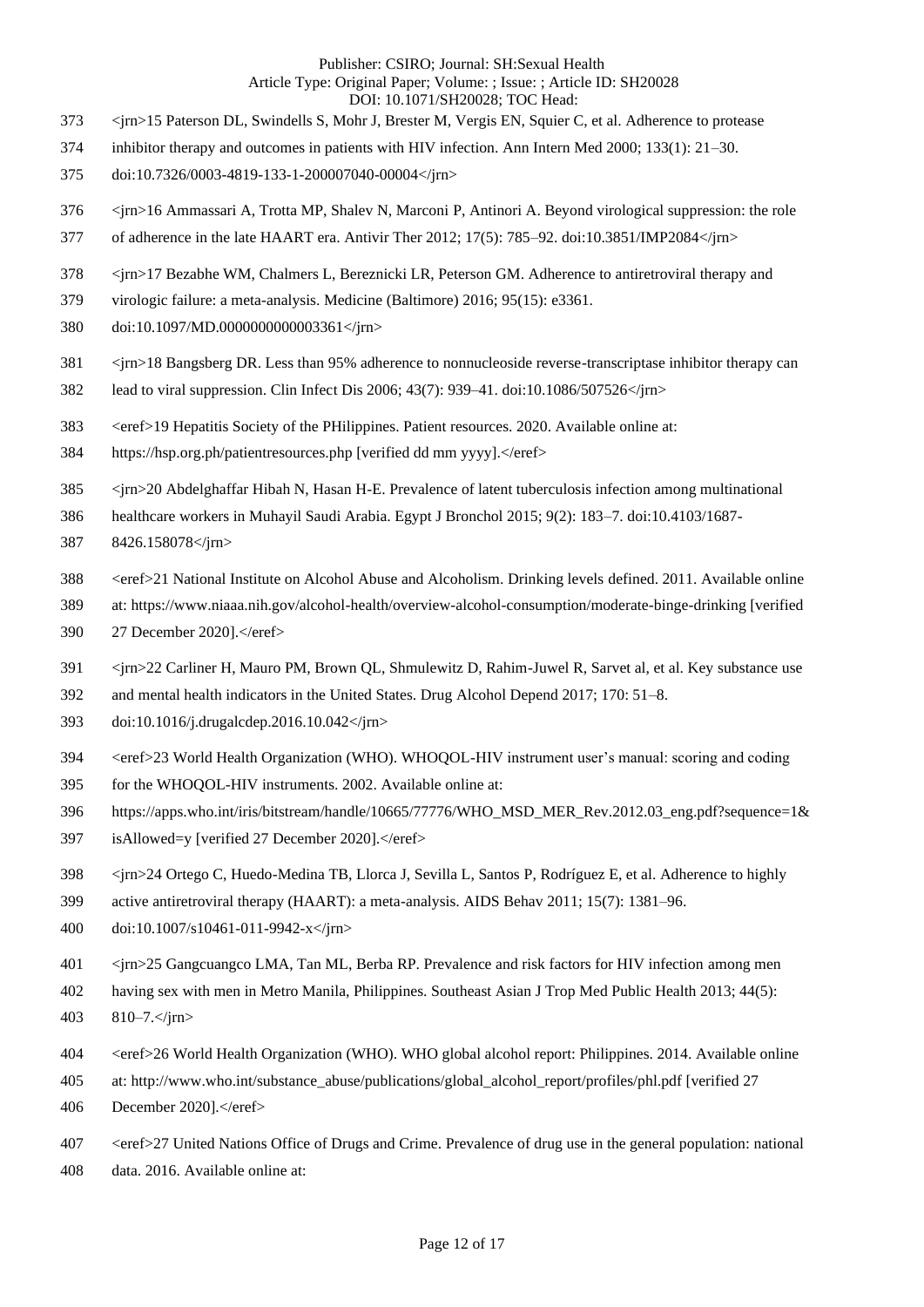<jrn>15 Paterson DL, Swindells S, Mohr J, Brester M, Vergis EN, Squier C, et al. Adherence to protease inhibitor therapy and outcomes in patients with HIV infection. Ann Intern Med 2000; 133(1): 21–30. doi:10.7326/0003-4819-133-1-200007040-00004</jrn>

<jrn>16 Ammassari A, Trotta MP, Shalev N, Marconi P, Antinori A. Beyond virological suppression: the role of adherence in the late HAART era. Antivir Ther 2012; 17(5): 785–92. doi:10.3851/IMP2084</jrn>

<jrn>17 Bezabhe WM, Chalmers L, Bereznicki LR, Peterson GM. Adherence to antiretroviral therapy and virologic failure: a meta-analysis. Medicine (Baltimore) 2016; 95(15): e3361. doi:10.1097/MD.0000000000003361</jrn>

<jrn>18 Bangsberg DR. Less than 95% adherence to nonnucleoside reverse-transcriptase inhibitor therapy can lead to viral suppression. Clin Infect Dis 2006; 43(7): 939–41. doi:10.1086/507526</jrn>

<eref>19 Hepatitis Society of the PHilippines. Patient resources. 2020. Available online at: https://hsp.org.ph/patientresources.php [verified dd mm yyyy].</eref>

<jrn>20 Abdelghaffar Hibah N, Hasan H-E. Prevalence of latent tuberculosis infection among multinational healthcare workers in Muhayil Saudi Arabia. Egypt J Bronchol 2015; 9(2): 183–7. doi:10.4103/1687-8426.158078</jrn>

<eref>21 National Institute on Alcohol Abuse and Alcoholism. Drinking levels defined. 2011. Available online at: https://www.niaaa.nih.gov/alcohol-health/overview-alcohol-consumption/moderate-binge-drinking [verified 27 December 2020].</eref>

<jrn>22 Carliner H, Mauro PM, Brown QL, Shmulewitz D, Rahim-Juwel R, Sarvet al, et al. Key substance use and mental health indicators in the United States. Drug Alcohol Depend 2017; 170: 51–8. doi:10.1016/j.drugalcdep.2016.10.042</jrn>

<eref>23 World Health Organization (WHO). WHOQOL-HIV instrument user's manual: scoring and coding for the WHOQOL-HIV instruments. 2002. Available online at: https://apps.who.int/iris/bitstream/handle/10665/77776/WHO_MSD_MER_Rev.2012.03_eng.pdf?sequence=1&isAllowed=y [verified 27 December 2020].</eref>

<jrn>24 Ortego C, Huedo-Medina TB, Llorca J, Sevilla L, Santos P, Rodríguez E, et al. Adherence to highly active antiretroviral therapy (HAART): a meta-analysis. AIDS Behav 2011; 15(7): 1381–96. doi:10.1007/s10461-011-9942-x</jrn>

<jrn>25 Gangcuangco LMA, Tan ML, Berba RP. Prevalence and risk factors for HIV infection among men having sex with men in Metro Manila, Philippines. Southeast Asian J Trop Med Public Health 2013; 44(5): 810–7.</jrn>

<eref>26 World Health Organization (WHO). WHO global alcohol report: Philippines. 2014. Available online at: http://www.who.int/substance_abuse/publications/global_alcohol_report/profiles/phl.pdf [verified 27 December 2020].</eref>

<eref>27 United Nations Office of Drugs and Crime. Prevalence of drug use in the general population: national data. 2016. Available online at: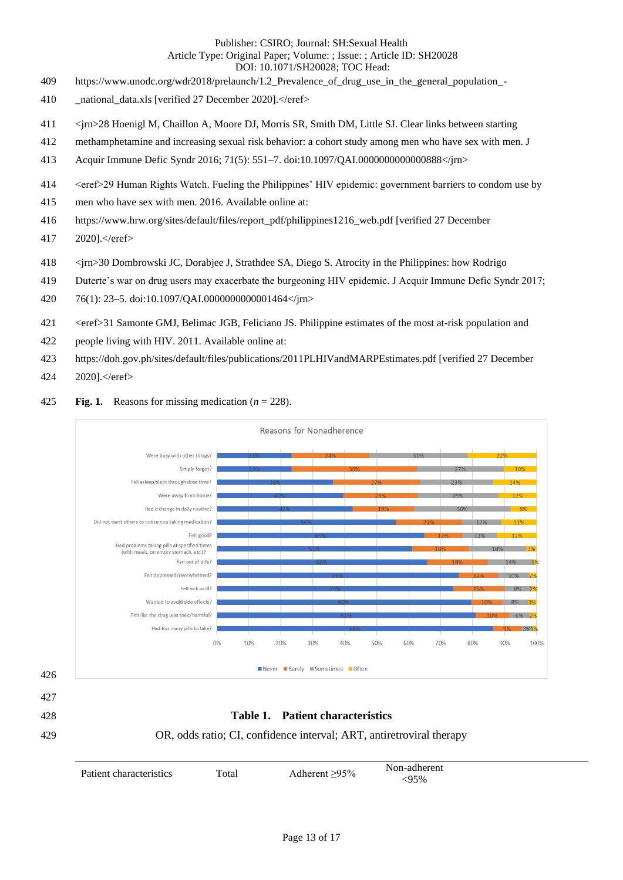https://www.unodc.org/wdr2018/prelaunch/1.2_Prevalence_of_drug_use_in_the_general_population_-_national_data.xls [verified 27 December 2020].</eref>

<jrn>28 Hoenigl M, Chaillon A, Moore DJ, Morris SR, Smith DM, Little SJ. Clear links between starting methamphetamine and increasing sexual risk behavior: a cohort study among men who have sex with men. J Acquir Immune Defic Syndr 2016; 71(5): 551–7. doi:10.1097/QAI.0000000000000888</jrn>

<eref>29 Human Rights Watch. Fueling the Philippines' HIV epidemic: government barriers to condom use by men who have sex with men. 2016. Available online at: https://www.hrw.org/sites/default/files/report_pdf/philippines1216_web.pdf [verified 27 December 2020].</eref>

<jrn>30 Dombrowski JC, Dorabjee J, Strathdee SA, Diego S. Atrocity in the Philippines: how Rodrigo Duterte's war on drug users may exacerbate the burgeoning HIV epidemic. J Acquir Immune Defic Syndr 2017; 76(1): 23–5. doi:10.1097/QAI.0000000000001464</jrn>

<eref>31 Samonte GMJ, Belimac JGB, Feliciano JS. Philippine estimates of the most at-risk population and people living with HIV. 2011. Available online at: https://doh.gov.ph/sites/default/files/publications/2011PLHIVandMARPEstimates.pdf [verified 27 December 2020].</eref>

**Fig. 1.** Reasons for missing medication (*n* = 228).

Reasons for Nonadherence

| | Never | Rarely | Sometimes | Often |
|---|---|---|---|---|
| Were busy with other things? | 23% | 24% | 31% | 22% |
| Simply forgot? | 23% | 39% | 27% | 10% |
| Fell asleep/slept through dose time? | 36% | 27% | 23% | 14% |
| Were away from home? | 40% | 23% | 25% | 12% |
| Had a change in daily routine? | 42% | 19% | 30% | 8% |
| Did not want others to notice you taking medication? | 56% | 21% | 12% | 11% |
| Felt good? | 65% | 12% | 11% | 12% |
| Had problems taking pills at specified times (with meals, on empty stomach, etc.)? | 61% | 18% | 18% | 3% |
| Ran out of pills? | 66% | 19% | 14% | 1% |
| Felt depressed/overwhelmed? | 76% | 12% | 10% | 2% |
| Felt sick or ill? | 74% | 16% | 8% | 2% |
| Wanted to avoid side effects? | 80% | 10% | 8% | 3% |
| Felt like the drug was toxic/harmful? | 81% | 10% | 6% | 2% |
| Had too many pills to take? | 86% | 9% | 3% | 1% |

**Table 1. Patient characteristics**

OR, odds ratio; CI, confidence interval; ART, antiretroviral therapy

| Patient characteristics | Total | Adherent ≥95% | Non-adherent <95% |
|---|---|---|---|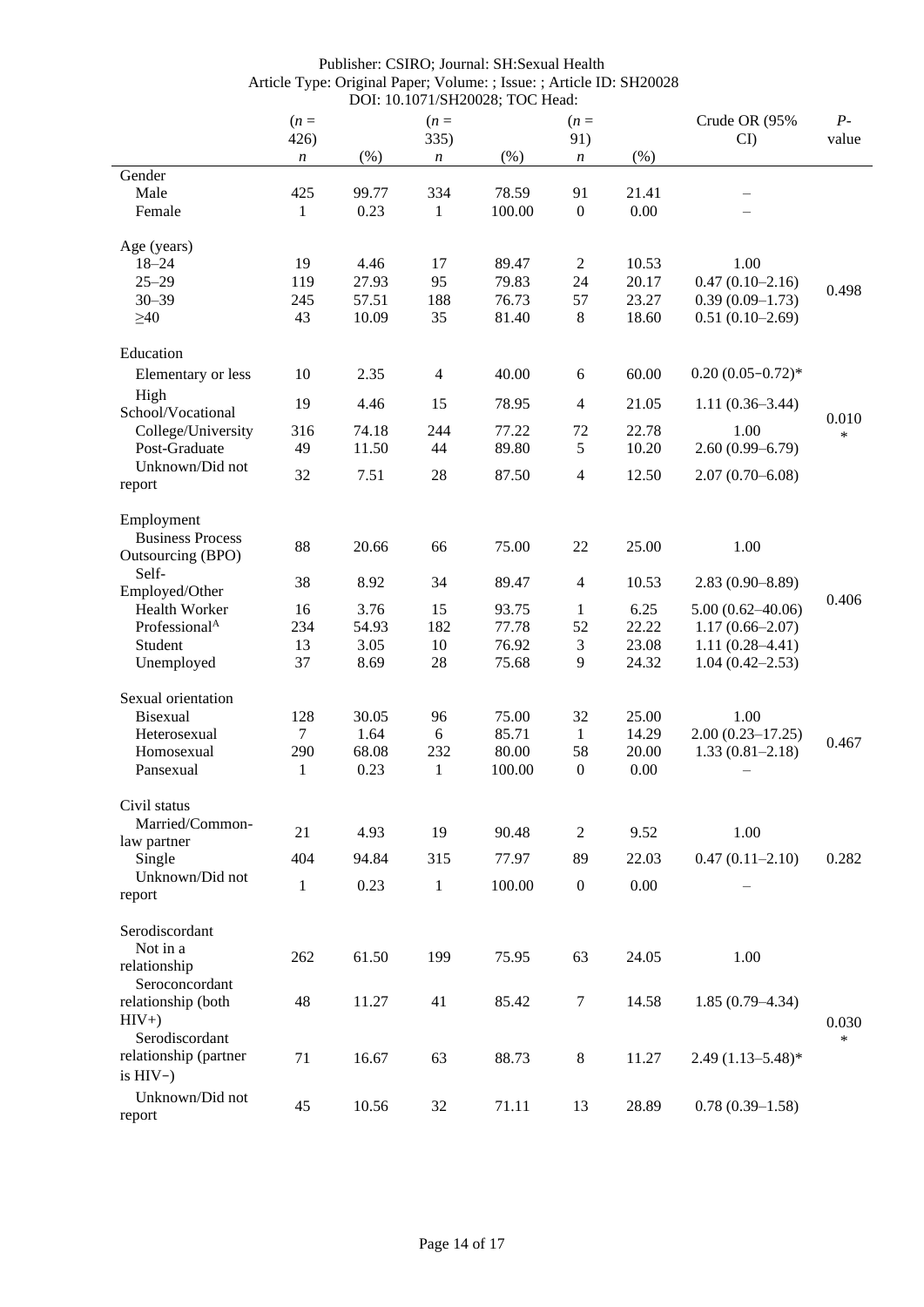| | (*n* = 426) | | (*n* = 335) | | (*n* = 91) | | Crude OR (95% CI) | *P*-value |
|---|---|---|---|---|---|---|---|---|
| | *n* | (%) | *n* | (%) | *n* | (%) | | |
| Gender | | | | | | | | |
| Male | 425 | 99.77 | 334 | 78.59 | 91 | 21.41 | – | |
| Female | 1 | 0.23 | 1 | 100.00 | 0 | 0.00 | – | |
| Age (years) | | | | | | | | |
| 18–24 | 19 | 4.46 | 17 | 89.47 | 2 | 10.53 | 1.00 | |
| 25–29 | 119 | 27.93 | 95 | 79.83 | 24 | 20.17 | 0.47 (0.10–2.16) | 0.498 |
| 30–39 | 245 | 57.51 | 188 | 76.73 | 57 | 23.27 | 0.39 (0.09–1.73) | |
| ≥40 | 43 | 10.09 | 35 | 81.40 | 8 | 18.60 | 0.51 (0.10–2.69) | |
| Education | | | | | | | | |
| Elementary or less | 10 | 2.35 | 4 | 40.00 | 6 | 60.00 | 0.20 (0.05–0.72)* | |
| High School/Vocational | 19 | 4.46 | 15 | 78.95 | 4 | 21.05 | 1.11 (0.36–3.44) | |
| College/University | 316 | 74.18 | 244 | 77.22 | 72 | 22.78 | 1.00 | 0.010 * |
| Post-Graduate | 49 | 11.50 | 44 | 89.80 | 5 | 10.20 | 2.60 (0.99–6.79) | |
| Unknown/Did not report | 32 | 7.51 | 28 | 87.50 | 4 | 12.50 | 2.07 (0.70–6.08) | |
| Employment | | | | | | | | |
| Business Process Outsourcing (BPO) | 88 | 20.66 | 66 | 75.00 | 22 | 25.00 | 1.00 | |
| Self-Employed/Other | 38 | 8.92 | 34 | 89.47 | 4 | 10.53 | 2.83 (0.90–8.89) | |
| Health Worker | 16 | 3.76 | 15 | 93.75 | 1 | 6.25 | 5.00 (0.62–40.06) | 0.406 |
| Professional[A] | 234 | 54.93 | 182 | 77.78 | 52 | 22.22 | 1.17 (0.66–2.07) | |
| Student | 13 | 3.05 | 10 | 76.92 | 3 | 23.08 | 1.11 (0.28–4.41) | |
| Unemployed | 37 | 8.69 | 28 | 75.68 | 9 | 24.32 | 1.04 (0.42–2.53) | |
| Sexual orientation | | | | | | | | |
| Bisexual | 128 | 30.05 | 96 | 75.00 | 32 | 25.00 | 1.00 | |
| Heterosexual | 7 | 1.64 | 6 | 85.71 | 1 | 14.29 | 2.00 (0.23–17.25) | 0.467 |
| Homosexual | 290 | 68.08 | 232 | 80.00 | 58 | 20.00 | 1.33 (0.81–2.18) | |
| Pansexual | 1 | 0.23 | 1 | 100.00 | 0 | 0.00 | – | |
| Civil status | | | | | | | | |
| Married/Common-law partner | 21 | 4.93 | 19 | 90.48 | 2 | 9.52 | 1.00 | |
| Single | 404 | 94.84 | 315 | 77.97 | 89 | 22.03 | 0.47 (0.11–2.10) | 0.282 |
| Unknown/Did not report | 1 | 0.23 | 1 | 100.00 | 0 | 0.00 | – | |
| Serodiscordant | | | | | | | | |
| Not in a relationship | 262 | 61.50 | 199 | 75.95 | 63 | 24.05 | 1.00 | |
| Seroconcordant relationship (both HIV+) | 48 | 11.27 | 41 | 85.42 | 7 | 14.58 | 1.85 (0.79–4.34) | 0.030 * |
| Serodiscordant relationship (partner is HIV−) | 71 | 16.67 | 63 | 88.73 | 8 | 11.27 | 2.49 (1.13–5.48)* | |
| Unknown/Did not report | 45 | 10.56 | 32 | 71.11 | 13 | 28.89 | 0.78 (0.39–1.58) | |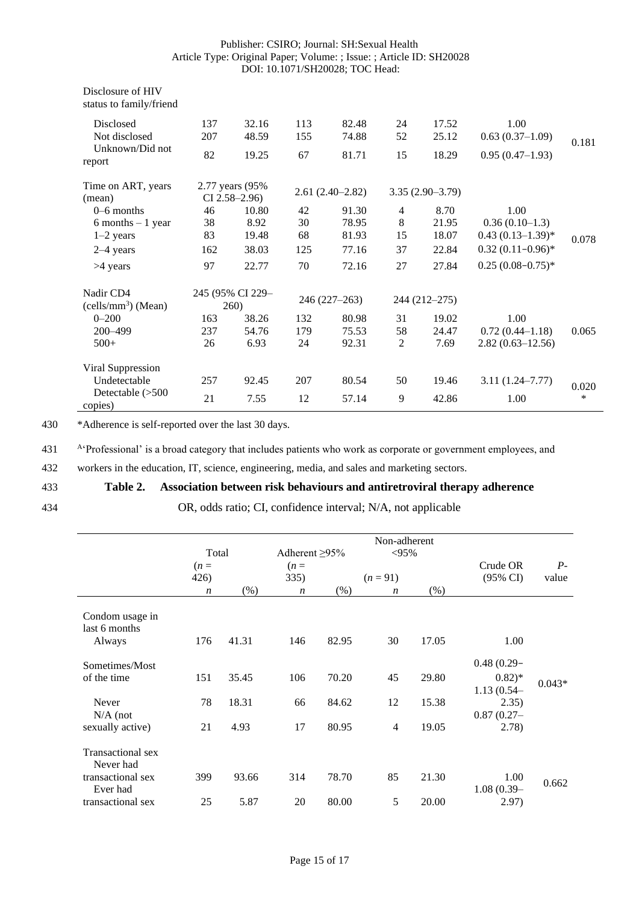| | | | | | | | | |
|---|---|---|---|---|---|---|---|---|
| Disclosure of HIV status to family/friend | | | | | | | | |
| Disclosed | 137 | 32.16 | 113 | 82.48 | 24 | 17.52 | 1.00 | 0.181 |
| Not disclosed | 207 | 48.59 | 155 | 74.88 | 52 | 25.12 | 0.63 (0.37–1.09) | |
| Unknown/Did not report | 82 | 19.25 | 67 | 81.71 | 15 | 18.29 | 0.95 (0.47–1.93) | |
| Time on ART, years (mean) | 2.77 years (95% CI 2.58–2.96) | | 2.61 (2.40–2.82) | | 3.35 (2.90–3.79) | | | |
| 0–6 months | 46 | 10.80 | 42 | 91.30 | 4 | 8.70 | 1.00 | 0.078 |
| 6 months – 1 year | 38 | 8.92 | 30 | 78.95 | 8 | 21.95 | 0.36 (0.10–1.3) | |
| 1–2 years | 83 | 19.48 | 68 | 81.93 | 15 | 18.07 | 0.43 (0.13–1.39)* | |
| 2–4 years | 162 | 38.03 | 125 | 77.16 | 37 | 22.84 | 0.32 (0.11–0.96)* | |
| >4 years | 97 | 22.77 | 70 | 72.16 | 27 | 27.84 | 0.25 (0.08–0.75)* | |
| Nadir CD4 (cells/mm$^3$) (Mean) | 245 (95% CI 229–260) | | 246 (227–263) | | 244 (212–275) | | | |
| 0–200 | 163 | 38.26 | 132 | 80.98 | 31 | 19.02 | 1.00 | 0.065 |
| 200–499 | 237 | 54.76 | 179 | 75.53 | 58 | 24.47 | 0.72 (0.44–1.18) | |
| 500+ | 26 | 6.93 | 24 | 92.31 | 2 | 7.69 | 2.82 (0.63–12.56) | |
| Viral Suppression | | | | | | | | |
| Undetectable | 257 | 92.45 | 207 | 80.54 | 50 | 19.46 | 3.11 (1.24–7.77) | 0.020* |
| Detectable (>500 copies) | 21 | 7.55 | 12 | 57.14 | 9 | 42.86 | 1.00 | |

*Adherence is self-reported over the last 30 days.

[A]'Professional' is a broad category that includes patients who work as corporate or government employees, and workers in the education, IT, science, engineering, media, and sales and marketing sectors.

**Table 2. Association between risk behaviours and antiretroviral therapy adherence**

OR, odds ratio; CI, confidence interval; N/A, not applicable

| | Total ($n$ = 426) | | Adherent ≥95% ($n$ = 335) | | Non-adherent <95% ($n$ = 91) | | Crude OR (95% CI) | $P$-value |
|---|---|---|---|---|---|---|---|---|
| | $n$ | (%) | $n$ | (%) | $n$ | (%) | | |
| Condom usage in last 6 months | | | | | | | | |
| Always | 176 | 41.31 | 146 | 82.95 | 30 | 17.05 | 1.00 | 0.043* |
| Sometimes/Most of the time | 151 | 35.45 | 106 | 70.20 | 45 | 29.80 | 0.48 (0.29–0.82)* | |
| Never | 78 | 18.31 | 66 | 84.62 | 12 | 15.38 | 1.13 (0.54–2.35) | |
| N/A (not sexually active) | 21 | 4.93 | 17 | 80.95 | 4 | 19.05 | 0.87 (0.27–2.78) | |
| Transactional sex | | | | | | | | |
| Never had transactional sex | 399 | 93.66 | 314 | 78.70 | 85 | 21.30 | 1.00 | 0.662 |
| Ever had transactional sex | 25 | 5.87 | 20 | 80.00 | 5 | 20.00 | 1.08 (0.39–2.97) | |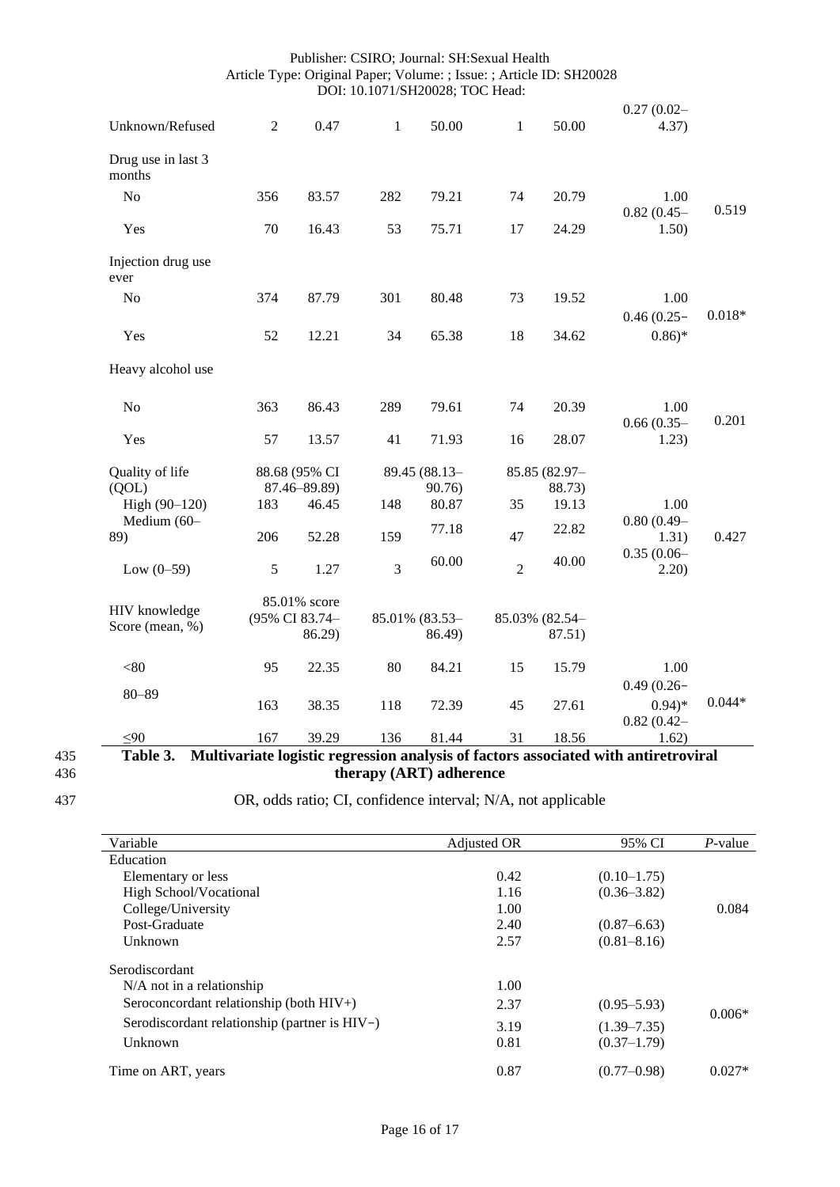| | | | | | | | | |
|---|---|---|---|---|---|---|---|---|
| Unknown/Refused | 2 | 0.47 | 1 | 50.00 | 1 | 50.00 | 0.27 (0.02–4.37) | |
| Drug use in last 3 months | | | | | | | | |
| No | 356 | 83.57 | 282 | 79.21 | 74 | 20.79 | 1.00 | 0.519 |
| Yes | 70 | 16.43 | 53 | 75.71 | 17 | 24.29 | 0.82 (0.45–1.50) | |
| Injection drug use ever | | | | | | | | |
| No | 374 | 87.79 | 301 | 80.48 | 73 | 19.52 | 1.00 | 0.018* |
| Yes | 52 | 12.21 | 34 | 65.38 | 18 | 34.62 | 0.46 (0.25–0.86)* | |
| Heavy alcohol use | | | | | | | | |
| No | 363 | 86.43 | 289 | 79.61 | 74 | 20.39 | 1.00 | 0.201 |
| Yes | 57 | 13.57 | 41 | 71.93 | 16 | 28.07 | 0.66 (0.35–1.23) | |
| Quality of life (QOL) | 88.68 (95% CI 87.46–89.89) | | 89.45 (88.13–90.76) | | 85.85 (82.97–88.73) | | | |
| High (90–120) | 183 | 46.45 | 148 | 80.87 | 35 | 19.13 | 1.00 | |
| Medium (60–89) | 206 | 52.28 | 159 | 77.18 | 47 | 22.82 | 0.80 (0.49–1.31) | 0.427 |
| Low (0–59) | 5 | 1.27 | 3 | 60.00 | 2 | 40.00 | 0.35 (0.06–2.20) | |
| HIV knowledge Score (mean, %) | 85.01% score (95% CI 83.74–86.29) | | 85.01% (83.53–86.49) | | 85.03% (82.54–87.51) | | | |
| <80 | 95 | 22.35 | 80 | 84.21 | 15 | 15.79 | 1.00 | |
| 80–89 | 163 | 38.35 | 118 | 72.39 | 45 | 27.61 | 0.49 (0.26–0.94)* | 0.044* |
| ≤90 | 167 | 39.29 | 136 | 81.44 | 31 | 18.56 | 0.82 (0.42–1.62) | |

**Table 3. Multivariate logistic regression analysis of factors associated with antiretroviral therapy (ART) adherence**

OR, odds ratio; CI, confidence interval; N/A, not applicable

| Variable | Adjusted OR | 95% CI | *P*-value |
|---|---|---|---|
| Education | | | |
| Elementary or less | 0.42 | (0.10–1.75) | |
| High School/Vocational | 1.16 | (0.36–3.82) | |
| College/University | 1.00 | | 0.084 |
| Post-Graduate | 2.40 | (0.87–6.63) | |
| Unknown | 2.57 | (0.81–8.16) | |
| Serodiscordant | | | |
| N/A not in a relationship | 1.00 | | |
| Seroconcordant relationship (both HIV+) | 2.37 | (0.95–5.93) | 0.006* |
| Serodiscordant relationship (partner is HIV−) | 3.19 | (1.39–7.35) | |
| Unknown | 0.81 | (0.37–1.79) | |
| Time on ART, years | 0.87 | (0.77–0.98) | 0.027* |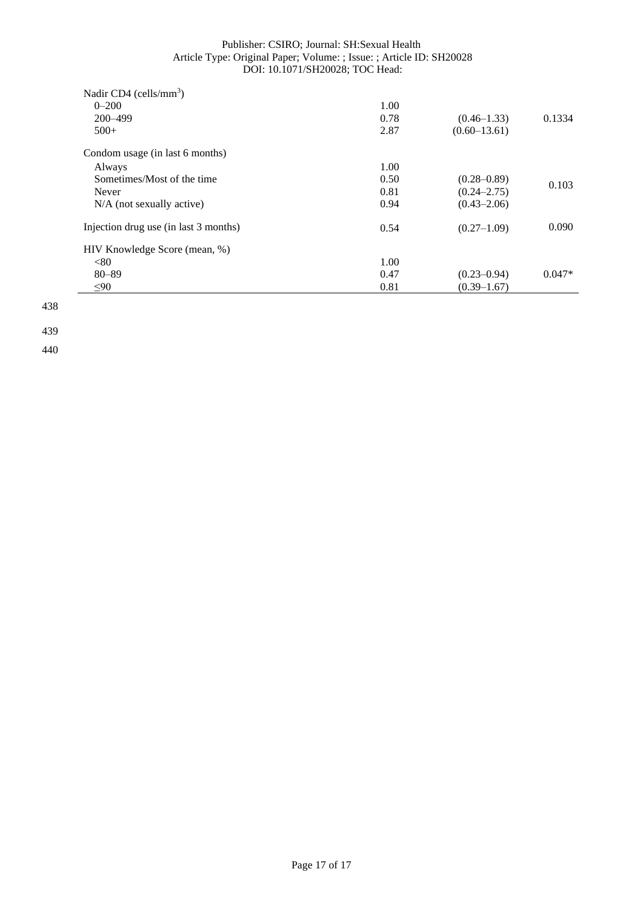| | | | |
|---|---|---|---|
| Nadir CD4 (cells/mm$^3$) | | | |
| 0–200 | 1.00 | | |
| 200–499 | 0.78 | (0.46–1.33) | 0.1334 |
| 500+ | 2.87 | (0.60–13.61) | |
| Condom usage (in last 6 months) | | | |
| Always | 1.00 | | |
| Sometimes/Most of the time | 0.50 | (0.28–0.89) | 0.103 |
| Never | 0.81 | (0.24–2.75) | |
| N/A (not sexually active) | 0.94 | (0.43–2.06) | |
| Injection drug use (in last 3 months) | 0.54 | (0.27–1.09) | 0.090 |
| HIV Knowledge Score (mean, %) | | | |
| <80 | 1.00 | | |
| 80–89 | 0.47 | (0.23–0.94) | 0.047* |
| ≤90 | 0.81 | (0.39–1.67) | |